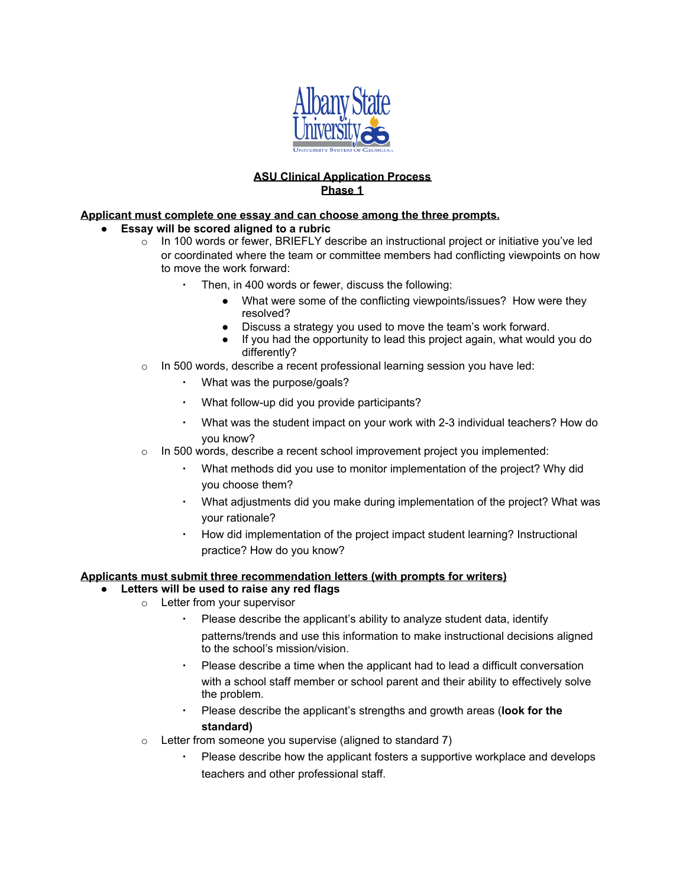**ASU Clinical Application Process**
**Phase 1**

**Applicant must complete one essay and can choose among the three prompts.**

- **Essay will be scored aligned to a rubric**
  - In 100 words or fewer, BRIEFLY describe an instructional project or initiative you've led or coordinated where the team or committee members had conflicting viewpoints on how to move the work forward:
    - Then, in 400 words or fewer, discuss the following:
      - What were some of the conflicting viewpoints/issues? How were they resolved?
      - Discuss a strategy you used to move the team's work forward.
      - If you had the opportunity to lead this project again, what would you do differently?
  - In 500 words, describe a recent professional learning session you have led:
    - What was the purpose/goals?
    - What follow-up did you provide participants?
    - What was the student impact on your work with 2-3 individual teachers? How do you know?
  - In 500 words, describe a recent school improvement project you implemented:
    - What methods did you use to monitor implementation of the project? Why did you choose them?
    - What adjustments did you make during implementation of the project? What was your rationale?
    - How did implementation of the project impact student learning? Instructional practice? How do you know?

**Applicants must submit three recommendation letters (with prompts for writers)**

- **Letters will be used to raise any red flags**
  - Letter from your supervisor
    - Please describe the applicant's ability to analyze student data, identify patterns/trends and use this information to make instructional decisions aligned to the school's mission/vision.
    - Please describe a time when the applicant had to lead a difficult conversation with a school staff member or school parent and their ability to effectively solve the problem.
    - Please describe the applicant's strengths and growth areas (**look for the standard)**
  - Letter from someone you supervise (aligned to standard 7)
    - Please describe how the applicant fosters a supportive workplace and develops teachers and other professional staff.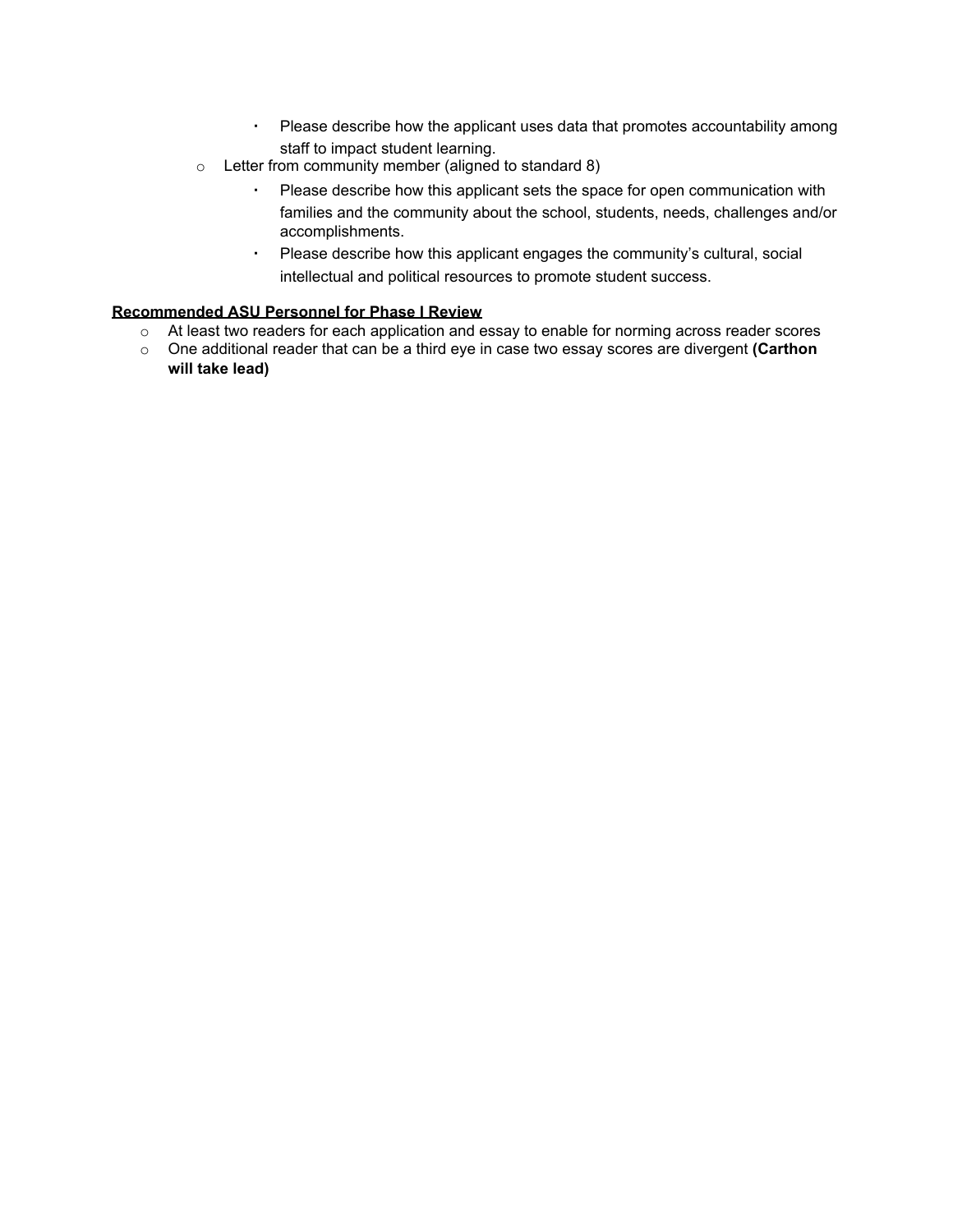- Please describe how the applicant uses data that promotes accountability among staff to impact student learning.
    - Letter from community member (aligned to standard 8)
        - Please describe how this applicant sets the space for open communication with families and the community about the school, students, needs, challenges and/or accomplishments.
        - Please describe how this applicant engages the community's cultural, social intellectual and political resources to promote student success.

**Recommended ASU Personnel for Phase I Review**

- At least two readers for each application and essay to enable for norming across reader scores
- One additional reader that can be a third eye in case two essay scores are divergent **(Carthon will take lead)**